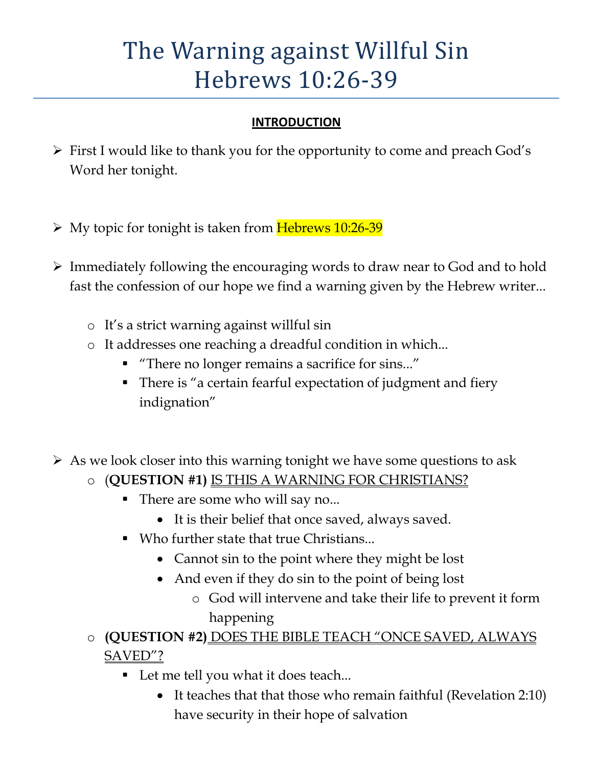# The Warning against Willful Sin
# Hebrews 10:26-39

## INTRODUCTION

- First I would like to thank you for the opportunity to come and preach God's Word her tonight.

- My topic for tonight is taken from Hebrews 10:26-39

- Immediately following the encouraging words to draw near to God and to hold fast the confession of our hope we find a warning given by the Hebrew writer…
  - It's a strict warning against willful sin
  - It addresses one reaching a dreadful condition in which…
    - "There no longer remains a sacrifice for sins…"
    - There is "a certain fearful expectation of judgment and fiery indignation"

- As we look closer into this warning tonight we have some questions to ask
  - (**QUESTION #1)** <u>IS THIS A WARNING FOR CHRISTIANS?</u>
    - There are some who will say no…
      - It is their belief that once saved, always saved.
    - Who further state that true Christians…
      - Cannot sin to the point where they might be lost
      - And even if they do sin to the point of being lost
        - God will intervene and take their life to prevent it form happening
  - **(QUESTION #2)** <u>DOES THE BIBLE TEACH "ONCE SAVED, ALWAYS SAVED"?</u>
    - Let me tell you what it does teach…
      - It teaches that that those who remain faithful (Revelation 2:10) have security in their hope of salvation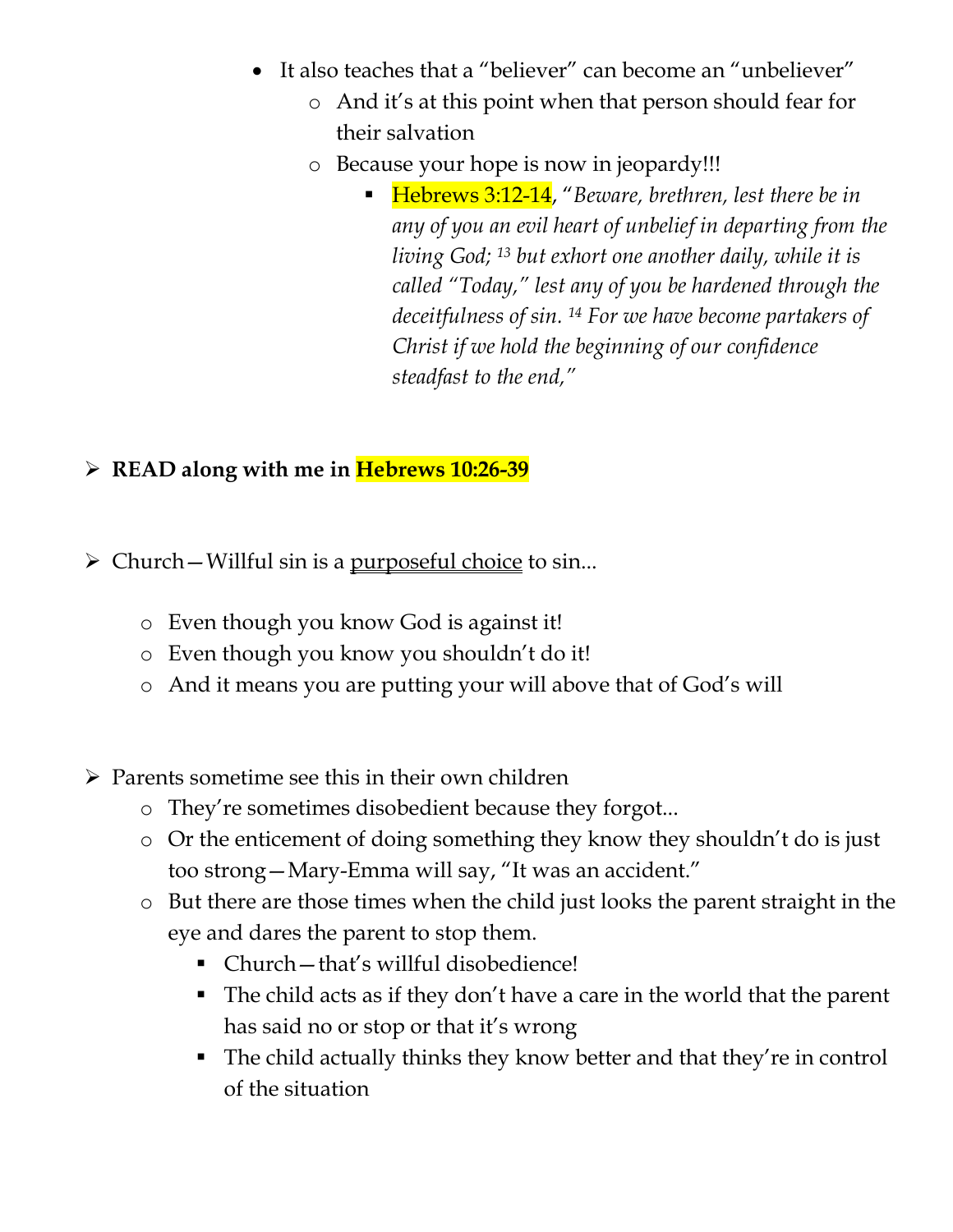- It also teaches that a "believer" can become an "unbeliever"
    - And it's at this point when that person should fear for their salvation
    - Because your hope is now in jeopardy!!!
        - Hebrews 3:12-14, "*Beware, brethren, lest there be in any of you an evil heart of unbelief in departing from the living God;* [13] *but exhort one another daily, while it is called "Today," lest any of you be hardened through the deceitfulness of sin.* [14] *For we have become partakers of Christ if we hold the beginning of our confidence steadfast to the end,"*

- **READ along with me in Hebrews 10:26-39**

- Church—Willful sin is a <u>purposeful choice</u> to sin...
    - Even though you know God is against it!
    - Even though you know you shouldn't do it!
    - And it means you are putting your will above that of God's will

- Parents sometime see this in their own children
    - They're sometimes disobedient because they forgot...
    - Or the enticement of doing something they know they shouldn't do is just too strong—Mary-Emma will say, "It was an accident."
    - But there are those times when the child just looks the parent straight in the eye and dares the parent to stop them.
        - Church—that's willful disobedience!
        - The child acts as if they don't have a care in the world that the parent has said no or stop or that it's wrong
        - The child actually thinks they know better and that they're in control of the situation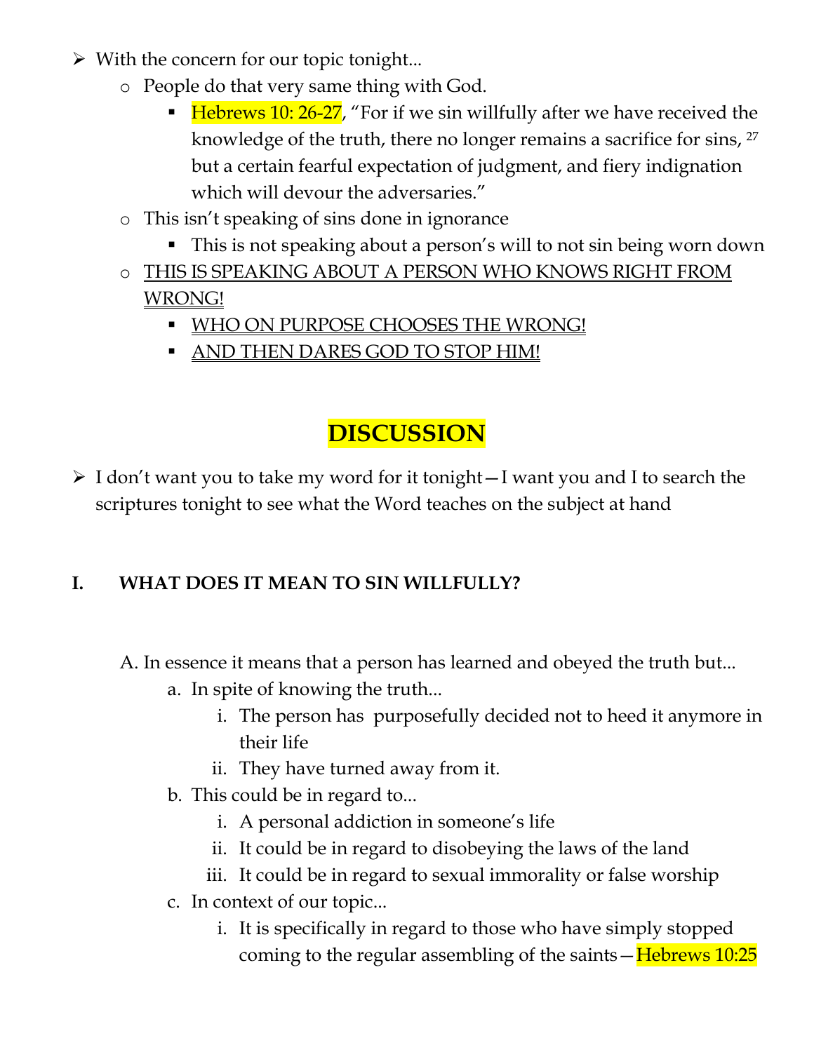- With the concern for our topic tonight…
    - People do that very same thing with God.
        - Hebrews 10: 26-27, "For if we sin willfully after we have received the knowledge of the truth, there no longer remains a sacrifice for sins, [27] but a certain fearful expectation of judgment, and fiery indignation which will devour the adversaries."
    - This isn't speaking of sins done in ignorance
        - This is not speaking about a person's will to not sin being worn down
    - <u>THIS IS SPEAKING ABOUT A PERSON WHO KNOWS RIGHT FROM WRONG!</u>
        - <u>WHO ON PURPOSE CHOOSES THE WRONG!</u>
        - <u>AND THEN DARES GOD TO STOP HIM!</u>

# DISCUSSION

- I don't want you to take my word for it tonight—I want you and I to search the scriptures tonight to see what the Word teaches on the subject at hand

## I. WHAT DOES IT MEAN TO SIN WILLFULLY?

A. In essence it means that a person has learned and obeyed the truth but…

   a. In spite of knowing the truth…

      i. The person has purposefully decided not to heed it anymore in their life

      ii. They have turned away from it.

   b. This could be in regard to…

      i. A personal addiction in someone's life

      ii. It could be in regard to disobeying the laws of the land

      iii. It could be in regard to sexual immorality or false worship

   c. In context of our topic…

      i. It is specifically in regard to those who have simply stopped coming to the regular assembling of the saints—Hebrews 10:25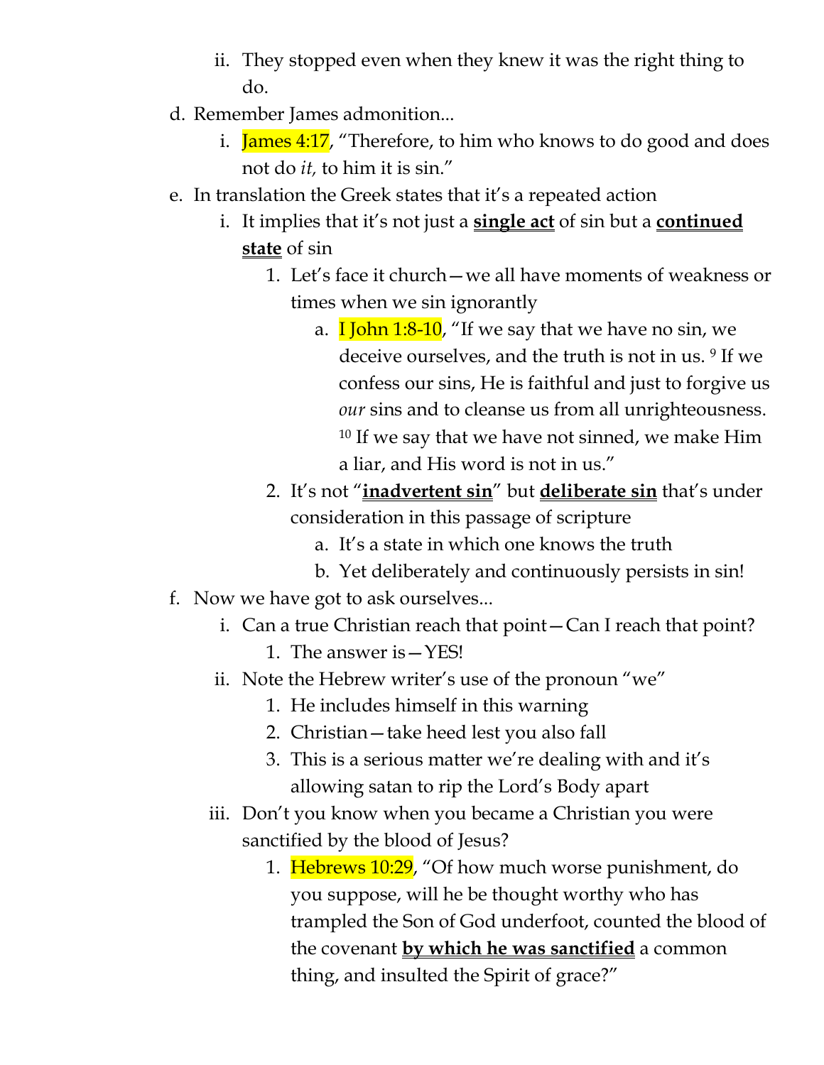- ii. They stopped even when they knew it was the right thing to do.
- d. Remember James admonition...
   - i. James 4:17, "Therefore, to him who knows to do good and does not do *it,* to him it is sin."
- e. In translation the Greek states that it's a repeated action
   - i. It implies that it's not just a **single act** of sin but a **continued state** of sin
      1. Let's face it church—we all have moments of weakness or times when we sin ignorantly
         - a. I John 1:8-10, "If we say that we have no sin, we deceive ourselves, and the truth is not in us. [9] If we confess our sins, He is faithful and just to forgive us *our* sins and to cleanse us from all unrighteousness. [10] If we say that we have not sinned, we make Him a liar, and His word is not in us."
      2. It's not "**inadvertent sin**" but **deliberate sin** that's under consideration in this passage of scripture
         - a. It's a state in which one knows the truth
         - b. Yet deliberately and continuously persists in sin!
- f. Now we have got to ask ourselves...
   - i. Can a true Christian reach that point—Can I reach that point?
      1. The answer is—YES!
   - ii. Note the Hebrew writer's use of the pronoun "we"
      1. He includes himself in this warning
      2. Christian—take heed lest you also fall
      3. This is a serious matter we're dealing with and it's allowing satan to rip the Lord's Body apart
   - iii. Don't you know when you became a Christian you were sanctified by the blood of Jesus?
      1. Hebrews 10:29, "Of how much worse punishment, do you suppose, will he be thought worthy who has trampled the Son of God underfoot, counted the blood of the covenant **by which he was sanctified** a common thing, and insulted the Spirit of grace?"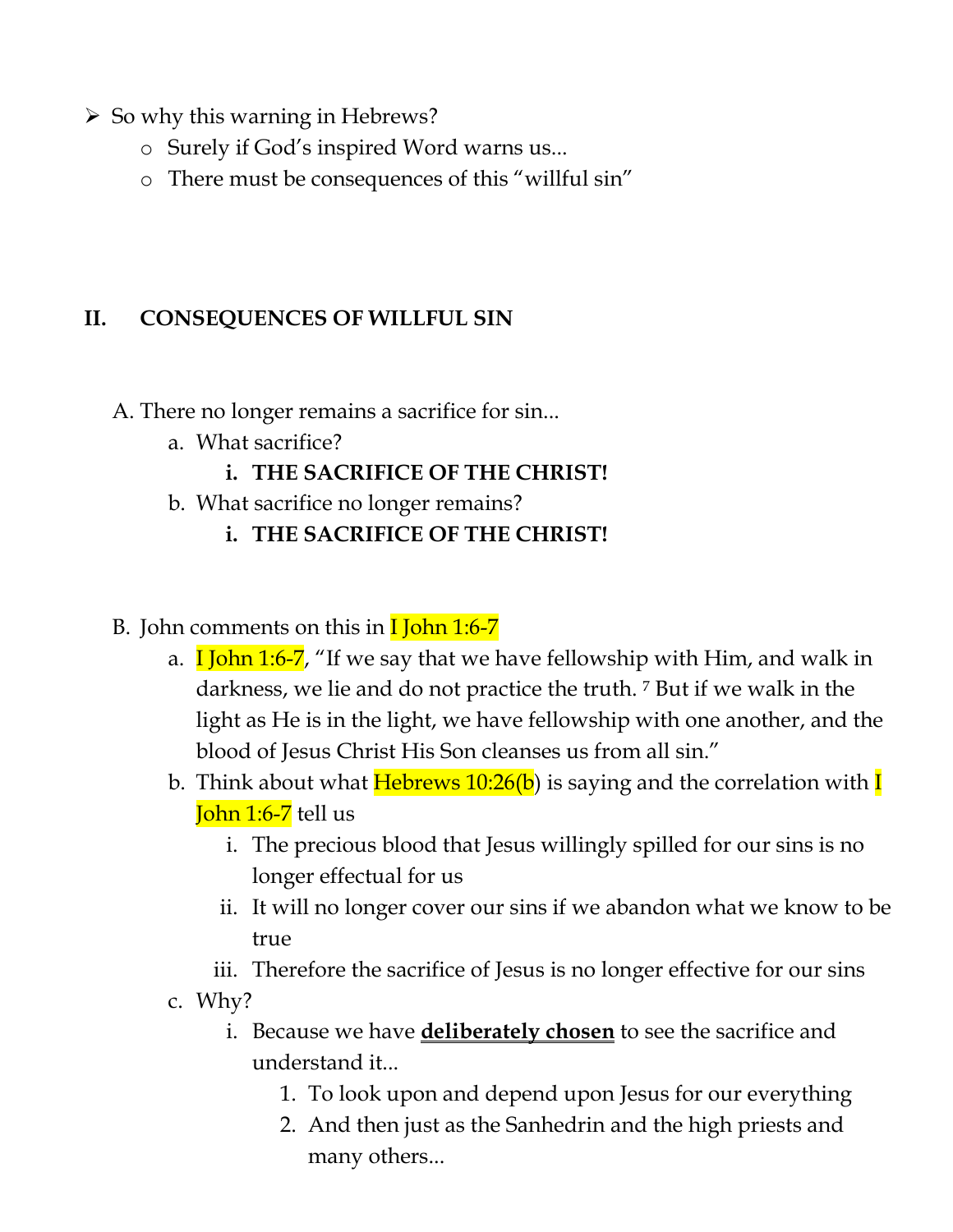- So why this warning in Hebrews?
  - Surely if God's inspired Word warns us...
  - There must be consequences of this "willful sin"

## II. CONSEQUENCES OF WILLFUL SIN

A. There no longer remains a sacrifice for sin...
   a. What sacrifice?
      i. **THE SACRIFICE OF THE CHRIST!**
   b. What sacrifice no longer remains?
      i. **THE SACRIFICE OF THE CHRIST!**

B. John comments on this in I John 1:6-7
   a. I John 1:6-7, "If we say that we have fellowship with Him, and walk in darkness, we lie and do not practice the truth. [7] But if we walk in the light as He is in the light, we have fellowship with one another, and the blood of Jesus Christ His Son cleanses us from all sin."
   b. Think about what Hebrews 10:26(b) is saying and the correlation with I John 1:6-7 tell us
      i. The precious blood that Jesus willingly spilled for our sins is no longer effectual for us
      ii. It will no longer cover our sins if we abandon what we know to be true
      iii. Therefore the sacrifice of Jesus is no longer effective for our sins
   c. Why?
      i. Because we have **<u>deliberately chosen</u>** to see the sacrifice and understand it...
         1. To look upon and depend upon Jesus for our everything
         2. And then just as the Sanhedrin and the high priests and many others...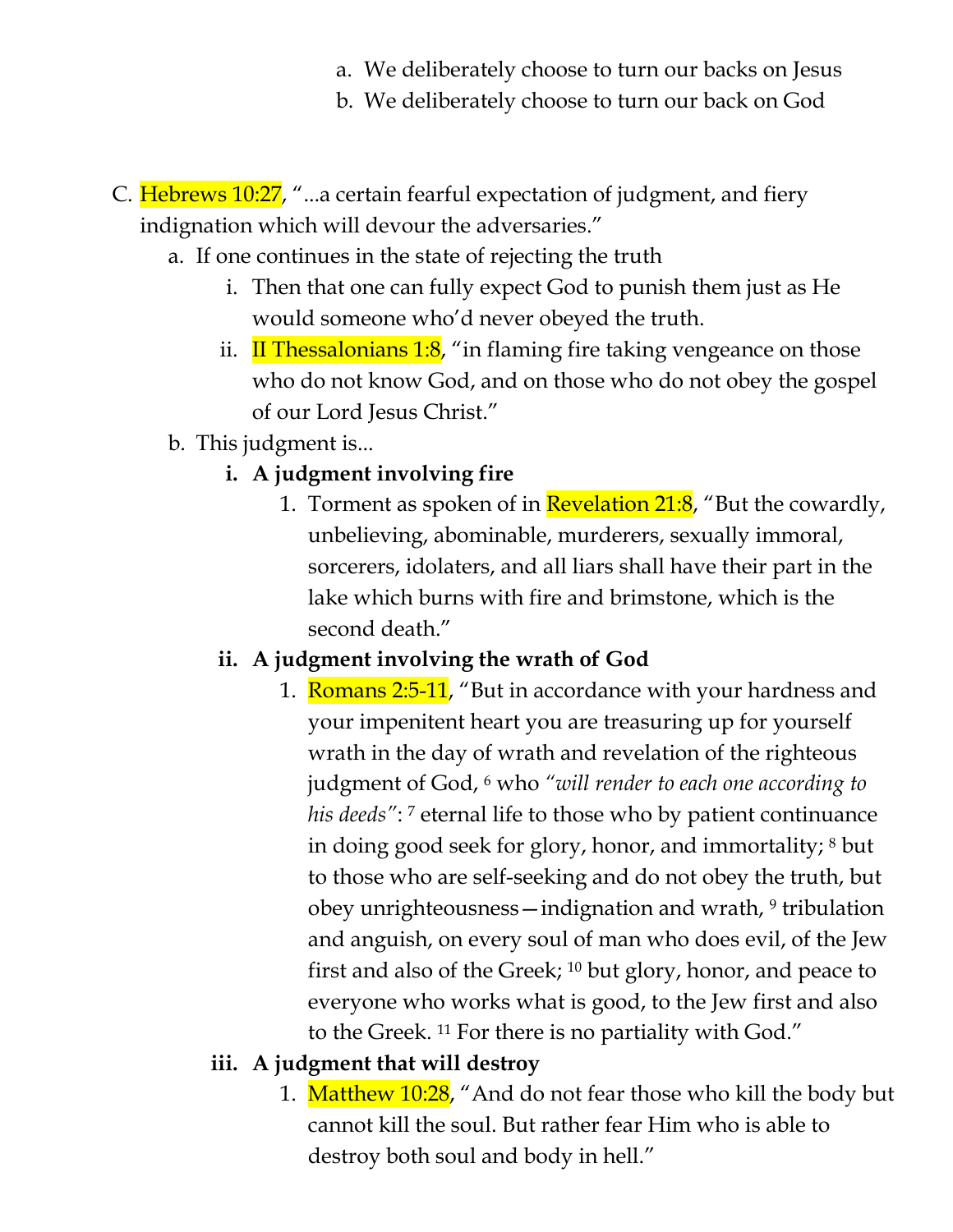a. We deliberately choose to turn our backs on Jesus
   b. We deliberately choose to turn our back on God

C. Hebrews 10:27, "...a certain fearful expectation of judgment, and fiery indignation which will devour the adversaries."
   a. If one continues in the state of rejecting the truth
      i. Then that one can fully expect God to punish them just as He would someone who'd never obeyed the truth.
      ii. II Thessalonians 1:8, "in flaming fire taking vengeance on those who do not know God, and on those who do not obey the gospel of our Lord Jesus Christ."
   b. This judgment is...
      **i. A judgment involving fire**
         1. Torment as spoken of in Revelation 21:8, "But the cowardly, unbelieving, abominable, murderers, sexually immoral, sorcerers, idolaters, and all liars shall have their part in the lake which burns with fire and brimstone, which is the second death."
      **ii. A judgment involving the wrath of God**
         1. Romans 2:5-11, "But in accordance with your hardness and your impenitent heart you are treasuring up for yourself wrath in the day of wrath and revelation of the righteous judgment of God, [6] who *"will render to each one according to his deeds"*: [7] eternal life to those who by patient continuance in doing good seek for glory, honor, and immortality; [8] but to those who are self-seeking and do not obey the truth, but obey unrighteousness—indignation and wrath, [9] tribulation and anguish, on every soul of man who does evil, of the Jew first and also of the Greek; [10] but glory, honor, and peace to everyone who works what is good, to the Jew first and also to the Greek. [11] For there is no partiality with God."
      **iii. A judgment that will destroy**
         1. Matthew 10:28, "And do not fear those who kill the body but cannot kill the soul. But rather fear Him who is able to destroy both soul and body in hell."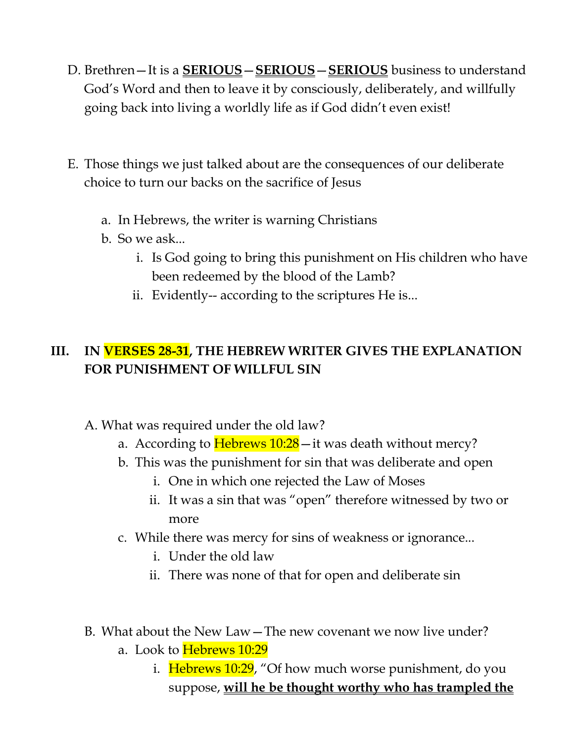D. Brethren—It is a **<u>SERIOUS</u>**—**<u>SERIOUS</u>**—**<u>SERIOUS</u>** business to understand God's Word and then to leave it by consciously, deliberately, and willfully going back into living a worldly life as if God didn't even exist!

E. Those things we just talked about are the consequences of our deliberate choice to turn our backs on the sacrifice of Jesus

   a. In Hebrews, the writer is warning Christians
   b. So we ask...
      i. Is God going to bring this punishment on His children who have been redeemed by the blood of the Lamb?
      ii. Evidently-- according to the scriptures He is...

### III. IN VERSES 28-31, THE HEBREW WRITER GIVES THE EXPLANATION FOR PUNISHMENT OF WILLFUL SIN

A. What was required under the old law?
   a. According to Hebrews 10:28—it was death without mercy?
   b. This was the punishment for sin that was deliberate and open
      i. One in which one rejected the Law of Moses
      ii. It was a sin that was "open" therefore witnessed by two or more
   c. While there was mercy for sins of weakness or ignorance...
      i. Under the old law
      ii. There was none of that for open and deliberate sin

B. What about the New Law—The new covenant we now live under?
   a. Look to Hebrews 10:29
      i. Hebrews 10:29, "Of how much worse punishment, do you suppose, **<u>will he be thought worthy who has trampled the</u>**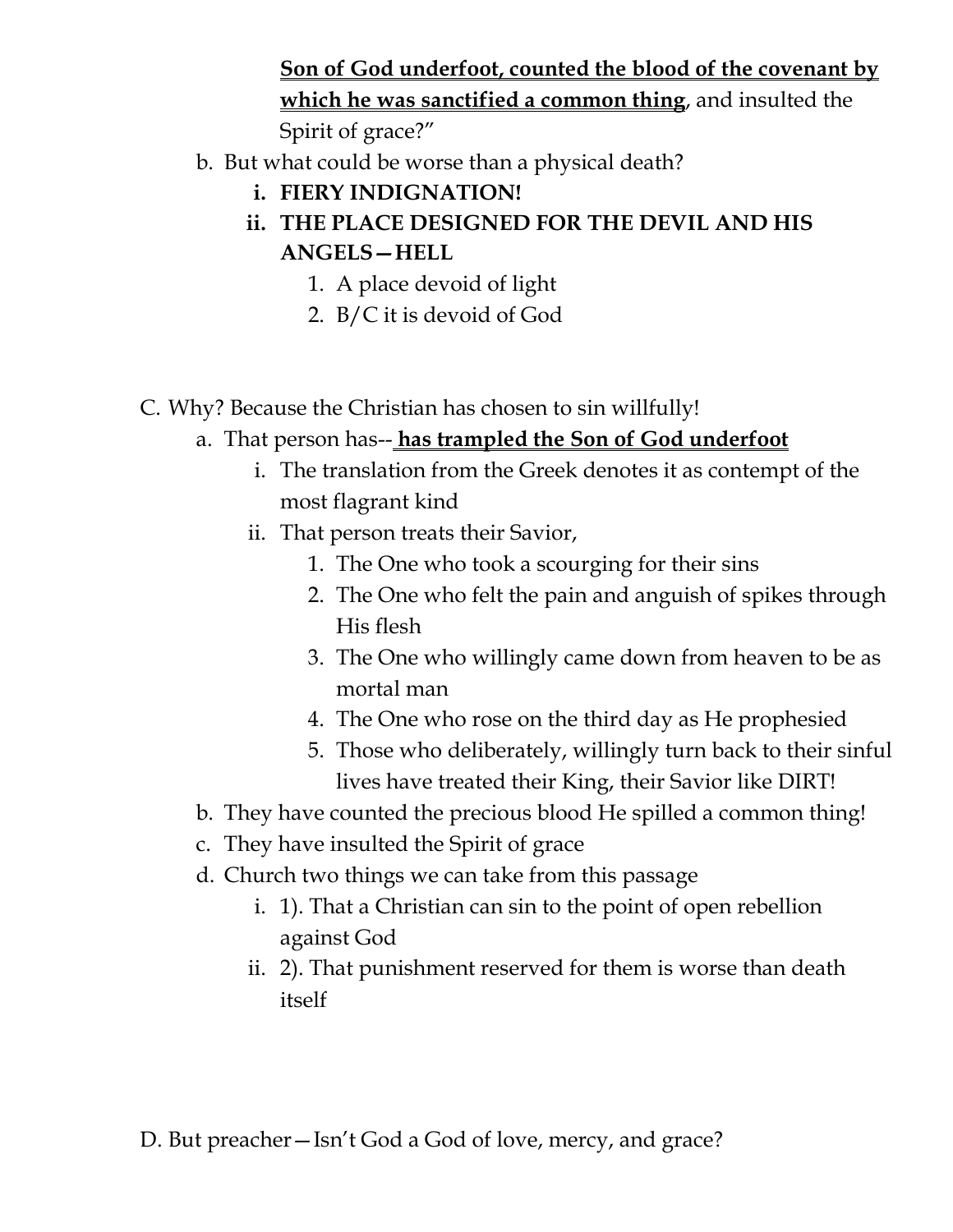**<u>Son of God underfoot, counted the blood of the covenant by which he was sanctified a common thing</u>**, and insulted the Spirit of grace?"

b. But what could be worse than a physical death?
    i. **FIERY INDIGNATION!**
    ii. **THE PLACE DESIGNED FOR THE DEVIL AND HIS ANGELS—HELL**
        1. A place devoid of light
        2. B/C it is devoid of God

C. Why? Because the Christian has chosen to sin willfully!

a. That person has-- **<u>has trampled the Son of God underfoot</u>**
    i. The translation from the Greek denotes it as contempt of the most flagrant kind
    ii. That person treats their Savior,
        1. The One who took a scourging for their sins
        2. The One who felt the pain and anguish of spikes through His flesh
        3. The One who willingly came down from heaven to be as mortal man
        4. The One who rose on the third day as He prophesied
        5. Those who deliberately, willingly turn back to their sinful lives have treated their King, their Savior like DIRT!

b. They have counted the precious blood He spilled a common thing!

c. They have insulted the Spirit of grace

d. Church two things we can take from this passage
    i. 1). That a Christian can sin to the point of open rebellion against God
    ii. 2). That punishment reserved for them is worse than death itself

D. But preacher—Isn't God a God of love, mercy, and grace?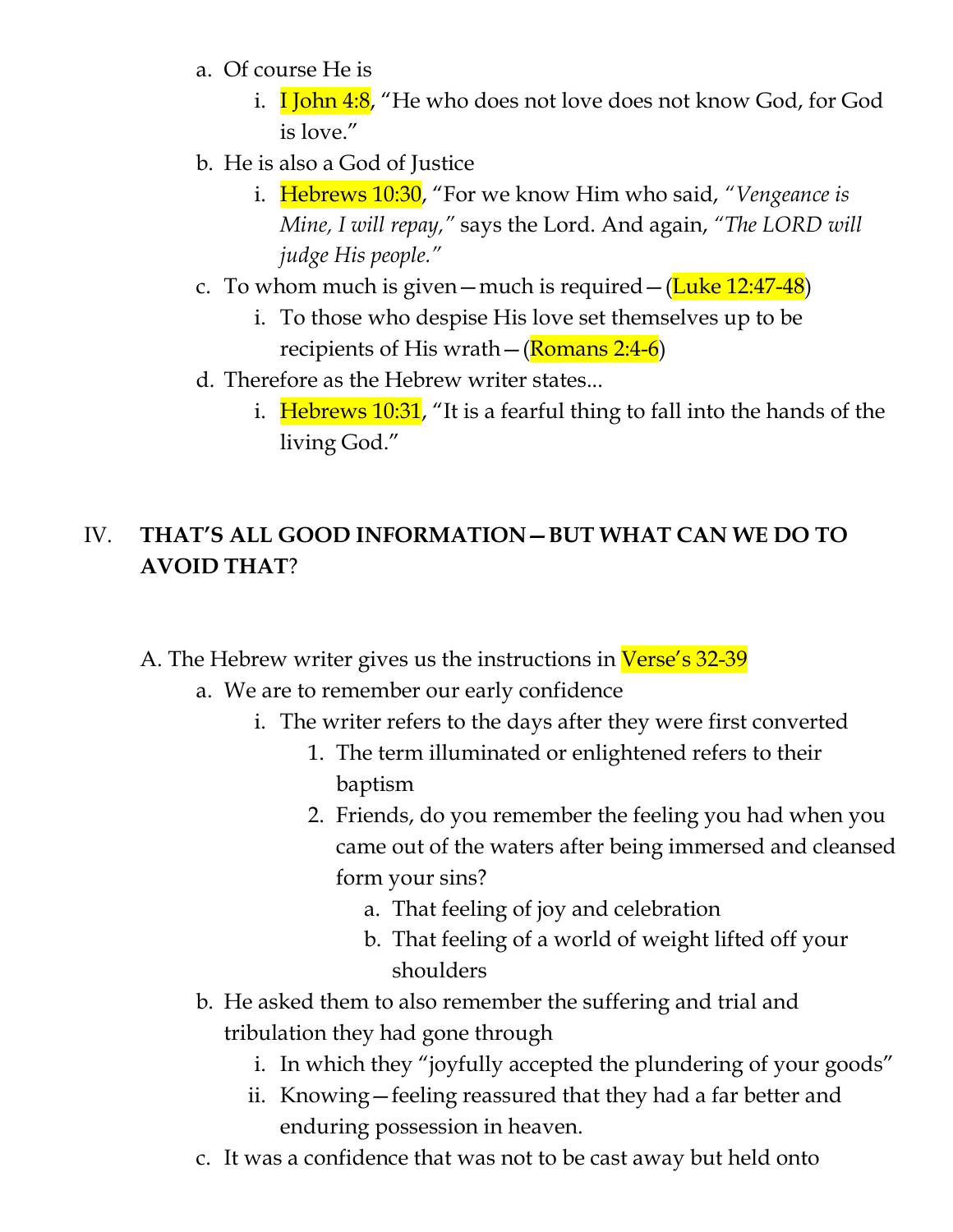a. Of course He is
    i. I John 4:8, "He who does not love does not know God, for God is love."
b. He is also a God of Justice
    i. Hebrews 10:30, "For we know Him who said, *"Vengeance is Mine, I will repay,"* says the Lord. And again, *"The LORD will judge His people."*
c. To whom much is given—much is required—(Luke 12:47-48)
    i. To those who despise His love set themselves up to be recipients of His wrath—(Romans 2:4-6)
d. Therefore as the Hebrew writer states...
    i. Hebrews 10:31, "It is a fearful thing to fall into the hands of the living God."

## IV. **THAT'S ALL GOOD INFORMATION—BUT WHAT CAN WE DO TO AVOID THAT?**

A. The Hebrew writer gives us the instructions in Verse's 32-39
  a. We are to remember our early confidence
    i. The writer refers to the days after they were first converted
      1. The term illuminated or enlightened refers to their baptism
      2. Friends, do you remember the feeling you had when you came out of the waters after being immersed and cleansed form your sins?
        a. That feeling of joy and celebration
        b. That feeling of a world of weight lifted off your shoulders
  b. He asked them to also remember the suffering and trial and tribulation they had gone through
    i. In which they "joyfully accepted the plundering of your goods"
    ii. Knowing—feeling reassured that they had a far better and enduring possession in heaven.
  c. It was a confidence that was not to be cast away but held onto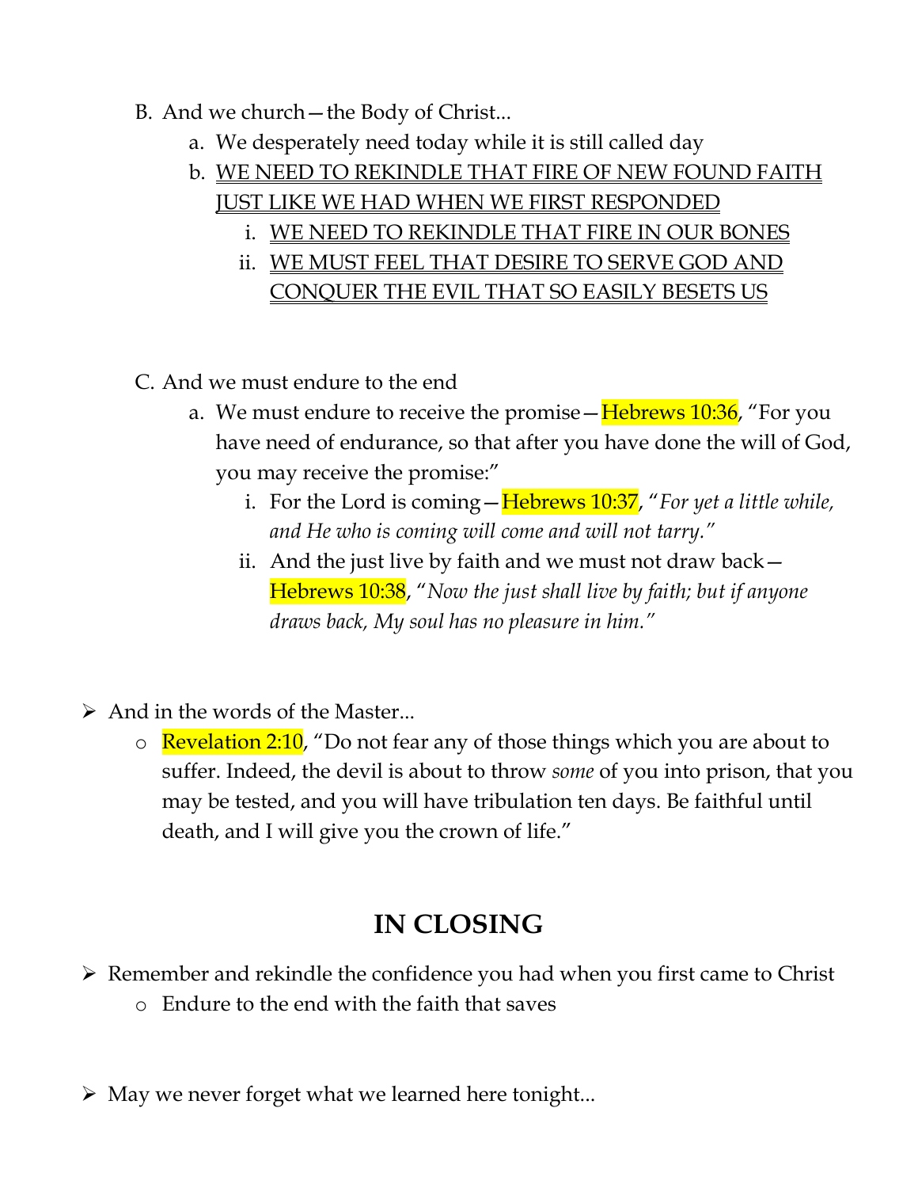B. And we church—the Body of Christ...
   a. We desperately need today while it is still called day
   b. <u>WE NEED TO REKINDLE THAT FIRE OF NEW FOUND FAITH JUST LIKE WE HAD WHEN WE FIRST RESPONDED</u>
      i. <u>WE NEED TO REKINDLE THAT FIRE IN OUR BONES</u>
      ii. <u>WE MUST FEEL THAT DESIRE TO SERVE GOD AND CONQUER THE EVIL THAT SO EASILY BESETS US</u>

C. And we must endure to the end
   a. We must endure to receive the promise—Hebrews 10:36, "For you have need of endurance, so that after you have done the will of God, you may receive the promise:"
      i. For the Lord is coming—Hebrews 10:37, "*For yet a little while, and He who is coming will come and will not tarry.*"
      ii. And the just live by faith and we must not draw back—Hebrews 10:38, "*Now the just shall live by faith; but if anyone draws back, My soul has no pleasure in him.*"

- And in the words of the Master...
  - Revelation 2:10, "Do not fear any of those things which you are about to suffer. Indeed, the devil is about to throw *some* of you into prison, that you may be tested, and you will have tribulation ten days. Be faithful until death, and I will give you the crown of life."

## IN CLOSING

- Remember and rekindle the confidence you had when you first came to Christ
  - Endure to the end with the faith that saves

- May we never forget what we learned here tonight...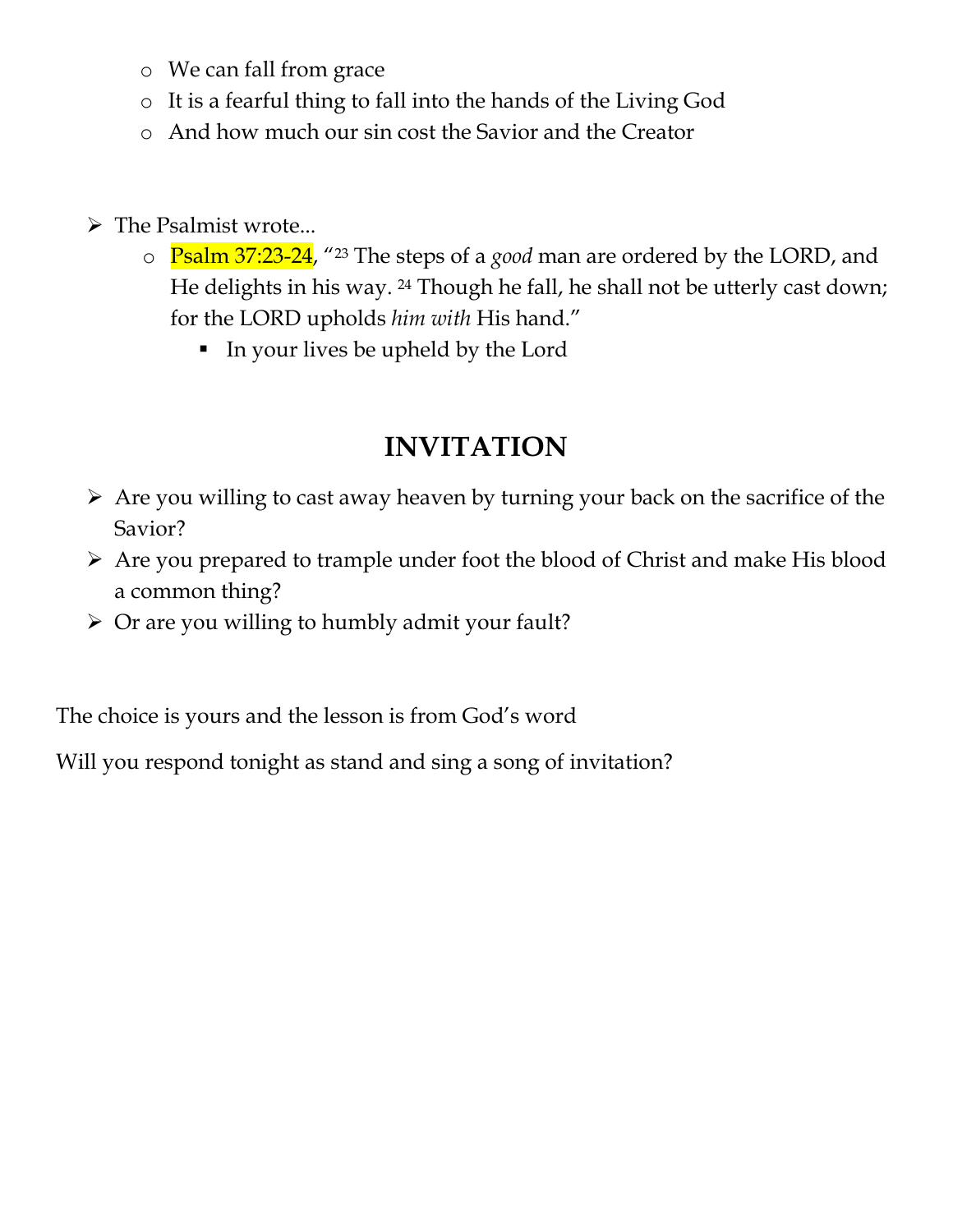- We can fall from grace
  - It is a fearful thing to fall into the hands of the Living God
  - And how much our sin cost the Savior and the Creator

- The Psalmist wrote...
  - Psalm 37:23-24, "[23] The steps of a *good* man are ordered by the LORD, and He delights in his way. [24] Though he fall, he shall not be utterly cast down; for the LORD upholds *him with* His hand."
    - In your lives be upheld by the Lord

## INVITATION

- Are you willing to cast away heaven by turning your back on the sacrifice of the Savior?
- Are you prepared to trample under foot the blood of Christ and make His blood a common thing?
- Or are you willing to humbly admit your fault?

The choice is yours and the lesson is from God's word

Will you respond tonight as stand and sing a song of invitation?